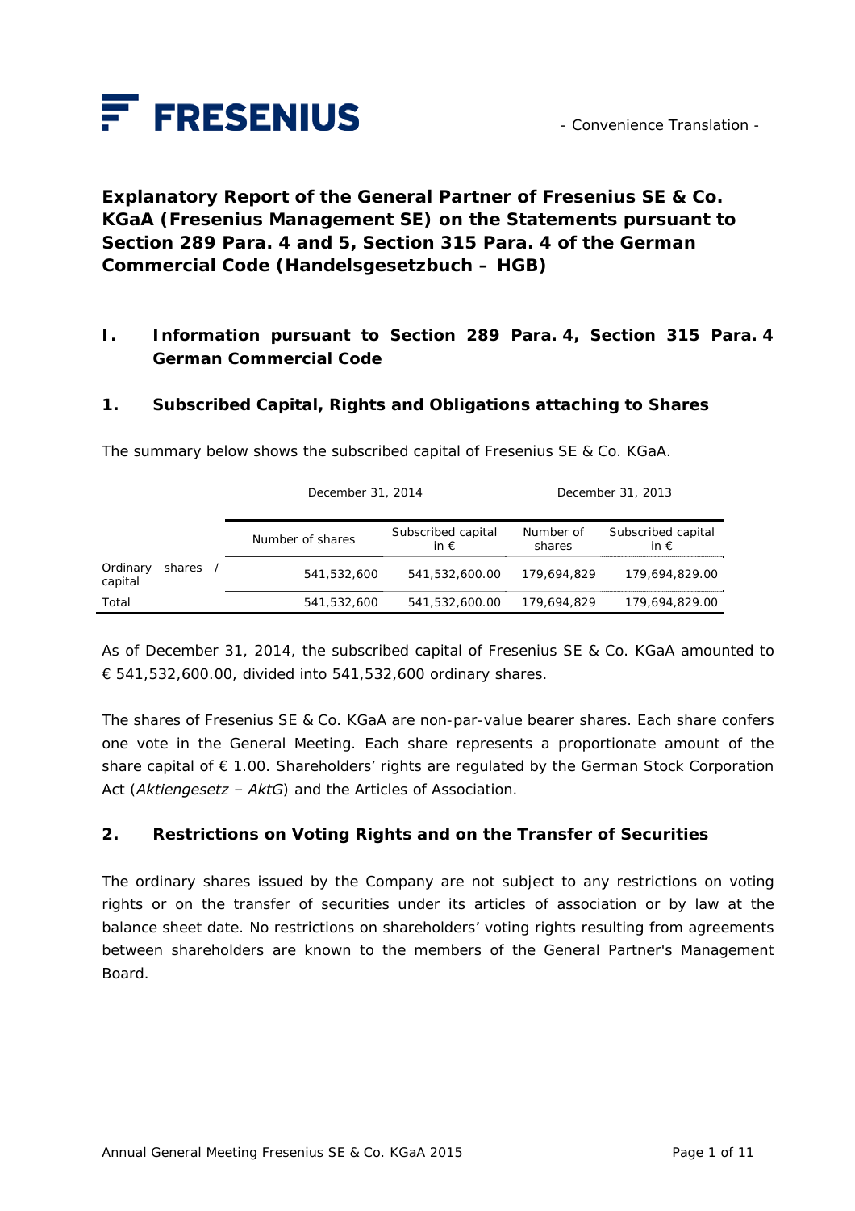FRESENIUS

- Convenience Translation -

# Explanatory Report of the General Partner of Fresenius SE & Co. KGaA (Fresenius Management SE) on the Statements pursuant to Section 289 Para. 4 and 5, Section 315 Para. 4 of the German Commercial Code (Handelsgesetzbuch – HGB)

## I. Information pursuant to Section 289 Para. 4, Section 315 Para. 4 German Commercial Code

### 1. Subscribed Capital, Rights and Obligations attaching to Shares

The summary below shows the subscribed capital of Fresenius SE & Co. KGaA.

| | December 31, 2014 | | December 31, 2013 | |
|---|---|---|---|---|
| | Number of shares | Subscribed capital in € | Number of shares | Subscribed capital in € |
| Ordinary shares / capital | 541,532,600 | 541,532,600.00 | 179,694,829 | 179,694,829.00 |
| Total | 541,532,600 | 541,532,600.00 | 179,694,829 | 179,694,829.00 |

As of December 31, 2014, the subscribed capital of Fresenius SE & Co. KGaA amounted to € 541,532,600.00, divided into 541,532,600 ordinary shares.

The shares of Fresenius SE & Co. KGaA are non-par-value bearer shares. Each share confers one vote in the General Meeting. Each share represents a proportionate amount of the share capital of € 1.00. Shareholders' rights are regulated by the German Stock Corporation Act (*Aktiengesetz – AktG*) and the Articles of Association.

### 2. Restrictions on Voting Rights and on the Transfer of Securities

The ordinary shares issued by the Company are not subject to any restrictions on voting rights or on the transfer of securities under its articles of association or by law at the balance sheet date. No restrictions on shareholders' voting rights resulting from agreements between shareholders are known to the members of the General Partner's Management Board.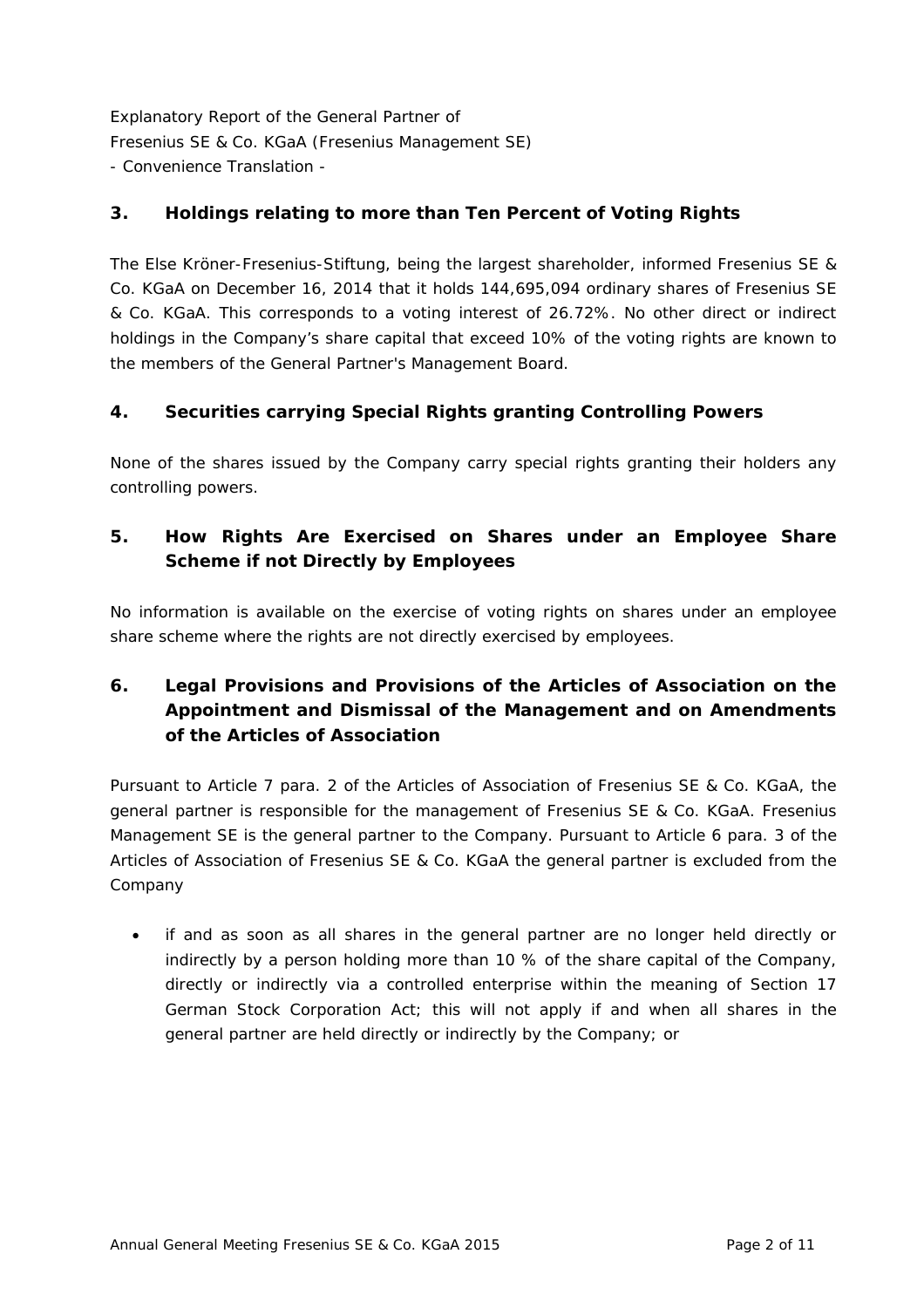Explanatory Report of the General Partner of
Fresenius SE & Co. KGaA (Fresenius Management SE)
- Convenience Translation -

## 3. Holdings relating to more than Ten Percent of Voting Rights

The Else Kröner-Fresenius-Stiftung, being the largest shareholder, informed Fresenius SE & Co. KGaA on December 16, 2014 that it holds 144,695,094 ordinary shares of Fresenius SE & Co. KGaA. This corresponds to a voting interest of 26.72%. No other direct or indirect holdings in the Company's share capital that exceed 10% of the voting rights are known to the members of the General Partner's Management Board.

## 4. Securities carrying Special Rights granting Controlling Powers

None of the shares issued by the Company carry special rights granting their holders any controlling powers.

## 5. How Rights Are Exercised on Shares under an Employee Share Scheme if not Directly by Employees

No information is available on the exercise of voting rights on shares under an employee share scheme where the rights are not directly exercised by employees.

## 6. Legal Provisions and Provisions of the Articles of Association on the Appointment and Dismissal of the Management and on Amendments of the Articles of Association

Pursuant to Article 7 para. 2 of the Articles of Association of Fresenius SE & Co. KGaA, the general partner is responsible for the management of Fresenius SE & Co. KGaA. Fresenius Management SE is the general partner to the Company. Pursuant to Article 6 para. 3 of the Articles of Association of Fresenius SE & Co. KGaA the general partner is excluded from the Company

- if and as soon as all shares in the general partner are no longer held directly or indirectly by a person holding more than 10 % of the share capital of the Company, directly or indirectly via a controlled enterprise within the meaning of Section 17 German Stock Corporation Act; this will not apply if and when all shares in the general partner are held directly or indirectly by the Company; or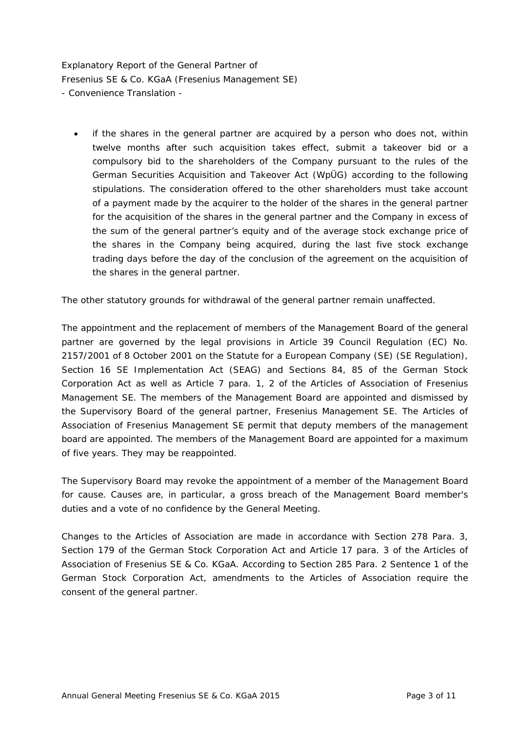- if the shares in the general partner are acquired by a person who does not, within twelve months after such acquisition takes effect, submit a takeover bid or a compulsory bid to the shareholders of the Company pursuant to the rules of the German Securities Acquisition and Takeover Act (WpÜG) according to the following stipulations. The consideration offered to the other shareholders must take account of a payment made by the acquirer to the holder of the shares in the general partner for the acquisition of the shares in the general partner and the Company in excess of the sum of the general partner's equity and of the average stock exchange price of the shares in the Company being acquired, during the last five stock exchange trading days before the day of the conclusion of the agreement on the acquisition of the shares in the general partner.

The other statutory grounds for withdrawal of the general partner remain unaffected.

The appointment and the replacement of members of the Management Board of the general partner are governed by the legal provisions in Article 39 Council Regulation (EC) No. 2157/2001 of 8 October 2001 on the Statute for a European Company (SE) (SE Regulation), Section 16 SE Implementation Act (SEAG) and Sections 84, 85 of the German Stock Corporation Act as well as Article 7 para. 1, 2 of the Articles of Association of Fresenius Management SE. The members of the Management Board are appointed and dismissed by the Supervisory Board of the general partner, Fresenius Management SE. The Articles of Association of Fresenius Management SE permit that deputy members of the management board are appointed. The members of the Management Board are appointed for a maximum of five years. They may be reappointed.

The Supervisory Board may revoke the appointment of a member of the Management Board for cause. Causes are, in particular, a gross breach of the Management Board member's duties and a vote of no confidence by the General Meeting.

Changes to the Articles of Association are made in accordance with Section 278 Para. 3, Section 179 of the German Stock Corporation Act and Article 17 para. 3 of the Articles of Association of Fresenius SE & Co. KGaA. According to Section 285 Para. 2 Sentence 1 of the German Stock Corporation Act, amendments to the Articles of Association require the consent of the general partner.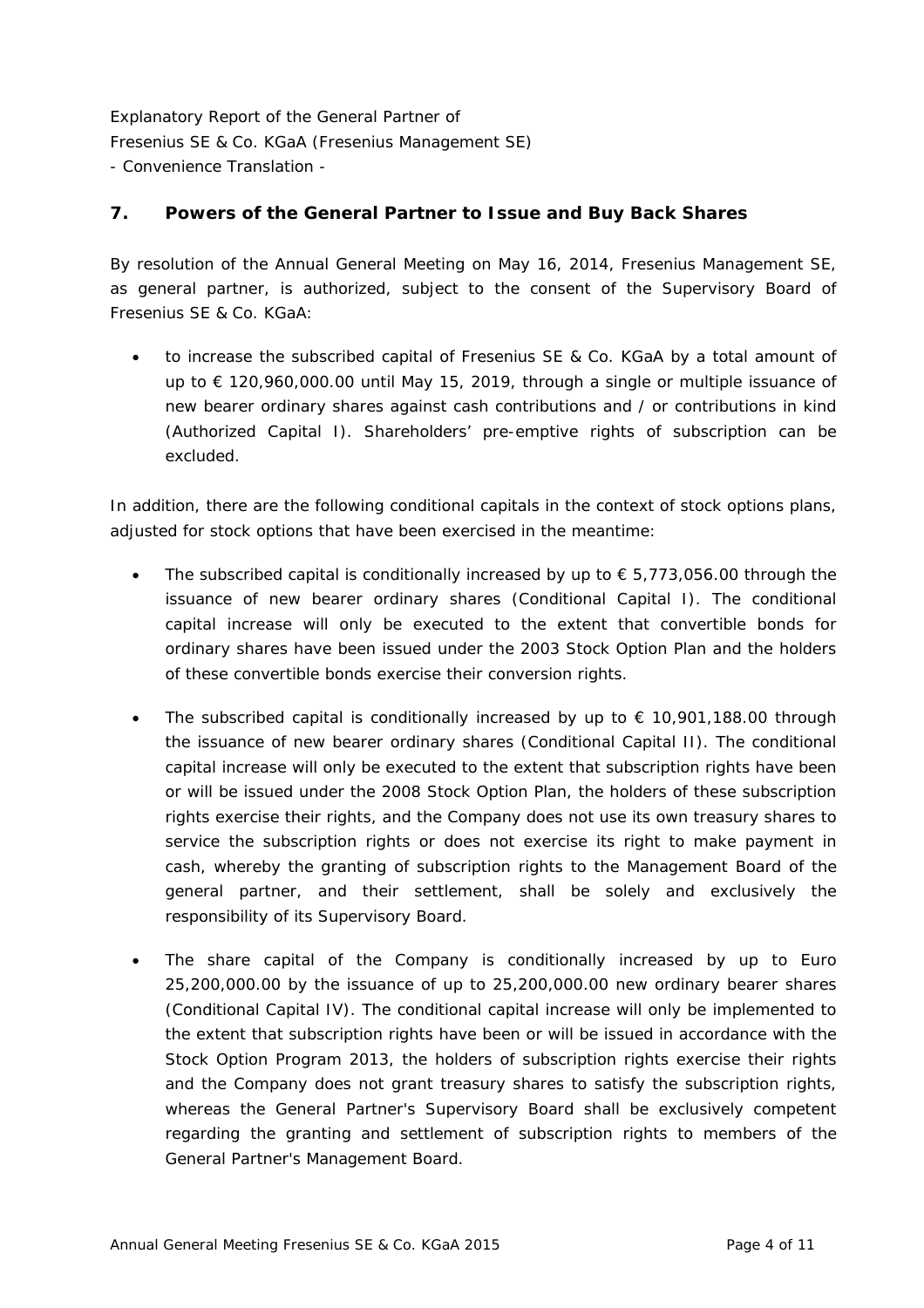Explanatory Report of the General Partner of
Fresenius SE & Co. KGaA (Fresenius Management SE)
- Convenience Translation -

## 7. Powers of the General Partner to Issue and Buy Back Shares

By resolution of the Annual General Meeting on May 16, 2014, Fresenius Management SE, as general partner, is authorized, subject to the consent of the Supervisory Board of Fresenius SE & Co. KGaA:

- to increase the subscribed capital of Fresenius SE & Co. KGaA by a total amount of up to € 120,960,000.00 until May 15, 2019, through a single or multiple issuance of new bearer ordinary shares against cash contributions and / or contributions in kind (Authorized Capital I). Shareholders' pre-emptive rights of subscription can be excluded.

In addition, there are the following conditional capitals in the context of stock options plans, adjusted for stock options that have been exercised in the meantime:

- The subscribed capital is conditionally increased by up to € 5,773,056.00 through the issuance of new bearer ordinary shares (Conditional Capital I). The conditional capital increase will only be executed to the extent that convertible bonds for ordinary shares have been issued under the 2003 Stock Option Plan and the holders of these convertible bonds exercise their conversion rights.
- The subscribed capital is conditionally increased by up to € 10,901,188.00 through the issuance of new bearer ordinary shares (Conditional Capital II). The conditional capital increase will only be executed to the extent that subscription rights have been or will be issued under the 2008 Stock Option Plan, the holders of these subscription rights exercise their rights, and the Company does not use its own treasury shares to service the subscription rights or does not exercise its right to make payment in cash, whereby the granting of subscription rights to the Management Board of the general partner, and their settlement, shall be solely and exclusively the responsibility of its Supervisory Board.
- The share capital of the Company is conditionally increased by up to Euro 25,200,000.00 by the issuance of up to 25,200,000.00 new ordinary bearer shares (Conditional Capital IV). The conditional capital increase will only be implemented to the extent that subscription rights have been or will be issued in accordance with the Stock Option Program 2013, the holders of subscription rights exercise their rights and the Company does not grant treasury shares to satisfy the subscription rights, whereas the General Partner's Supervisory Board shall be exclusively competent regarding the granting and settlement of subscription rights to members of the General Partner's Management Board.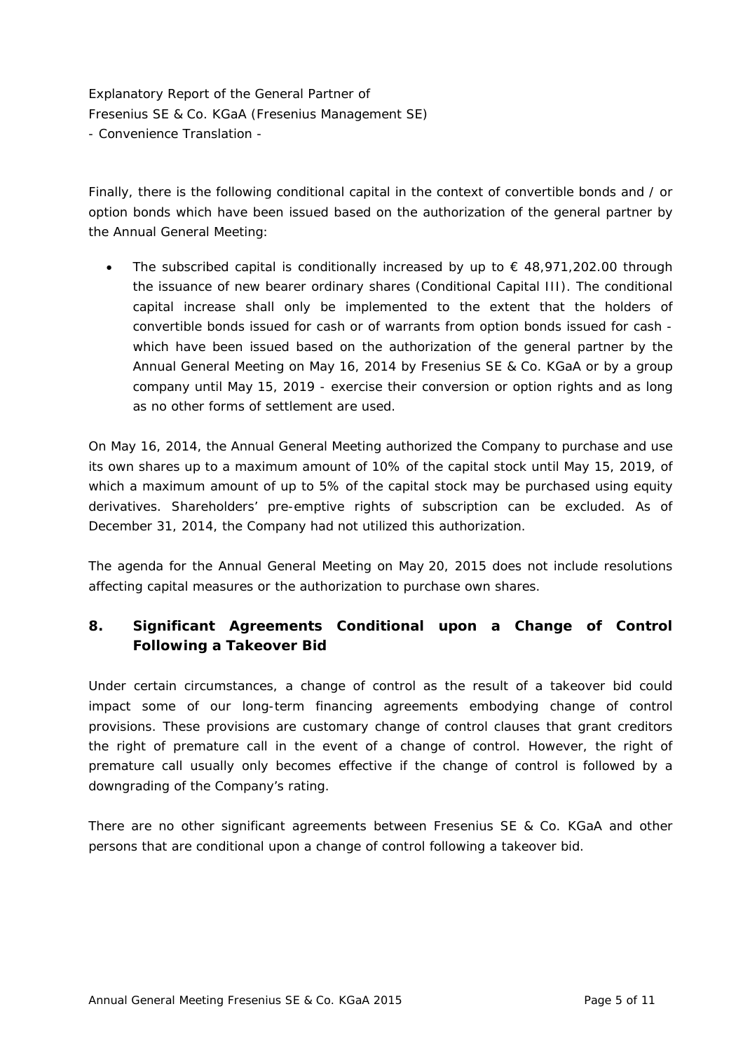Finally, there is the following conditional capital in the context of convertible bonds and / or option bonds which have been issued based on the authorization of the general partner by the Annual General Meeting:

- The subscribed capital is conditionally increased by up to € 48,971,202.00 through the issuance of new bearer ordinary shares (Conditional Capital III). The conditional capital increase shall only be implemented to the extent that the holders of convertible bonds issued for cash or of warrants from option bonds issued for cash - which have been issued based on the authorization of the general partner by the Annual General Meeting on May 16, 2014 by Fresenius SE & Co. KGaA or by a group company until May 15, 2019 - exercise their conversion or option rights and as long as no other forms of settlement are used.

On May 16, 2014, the Annual General Meeting authorized the Company to purchase and use its own shares up to a maximum amount of 10% of the capital stock until May 15, 2019, of which a maximum amount of up to 5% of the capital stock may be purchased using equity derivatives. Shareholders' pre-emptive rights of subscription can be excluded. As of December 31, 2014, the Company had not utilized this authorization.

The agenda for the Annual General Meeting on May 20, 2015 does not include resolutions affecting capital measures or the authorization to purchase own shares.

## 8. Significant Agreements Conditional upon a Change of Control Following a Takeover Bid

Under certain circumstances, a change of control as the result of a takeover bid could impact some of our long-term financing agreements embodying change of control provisions. These provisions are customary change of control clauses that grant creditors the right of premature call in the event of a change of control. However, the right of premature call usually only becomes effective if the change of control is followed by a downgrading of the Company's rating.

There are no other significant agreements between Fresenius SE & Co. KGaA and other persons that are conditional upon a change of control following a takeover bid.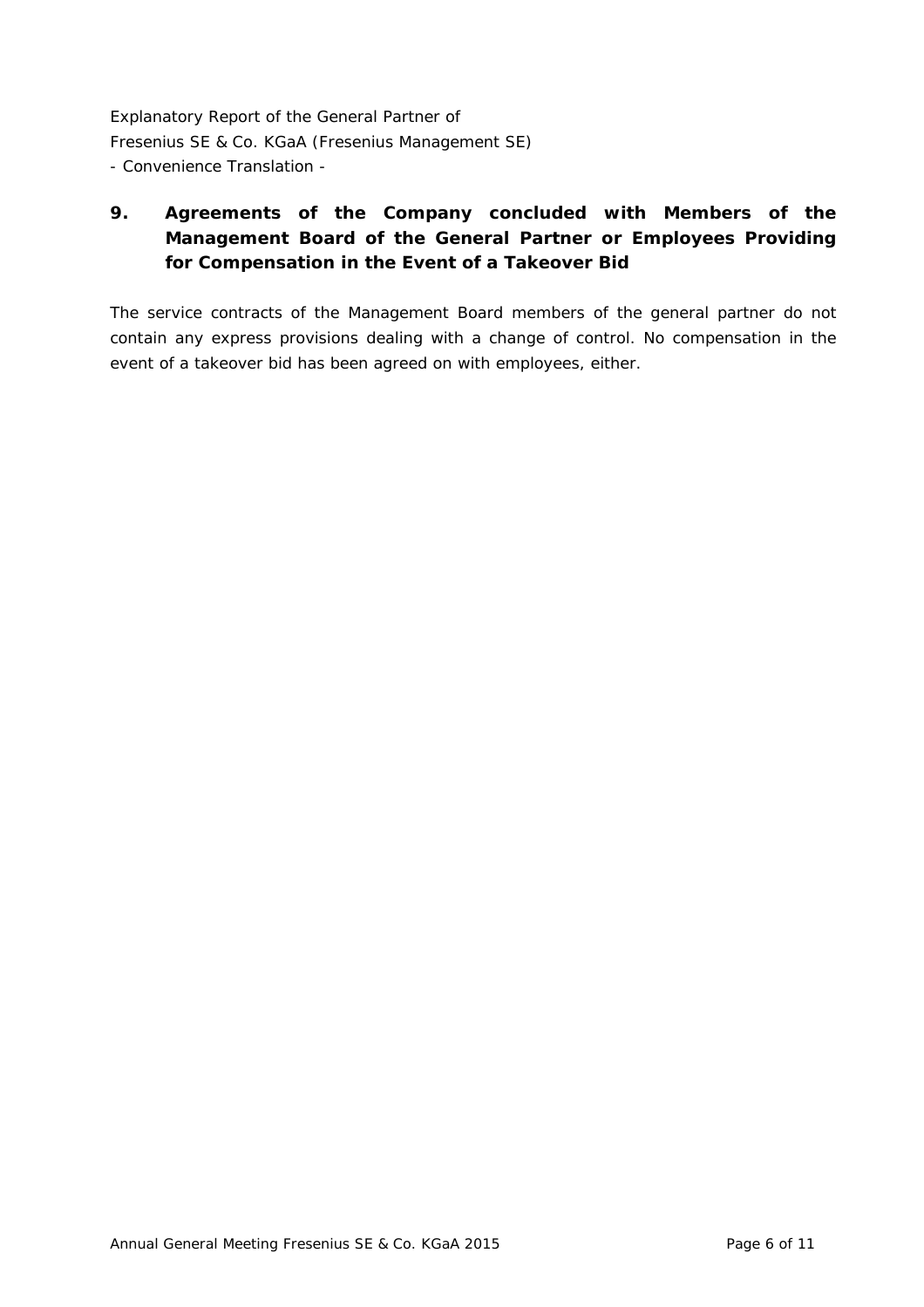## 9. Agreements of the Company concluded with Members of the Management Board of the General Partner or Employees Providing for Compensation in the Event of a Takeover Bid

The service contracts of the Management Board members of the general partner do not contain any express provisions dealing with a change of control. No compensation in the event of a takeover bid has been agreed on with employees, either.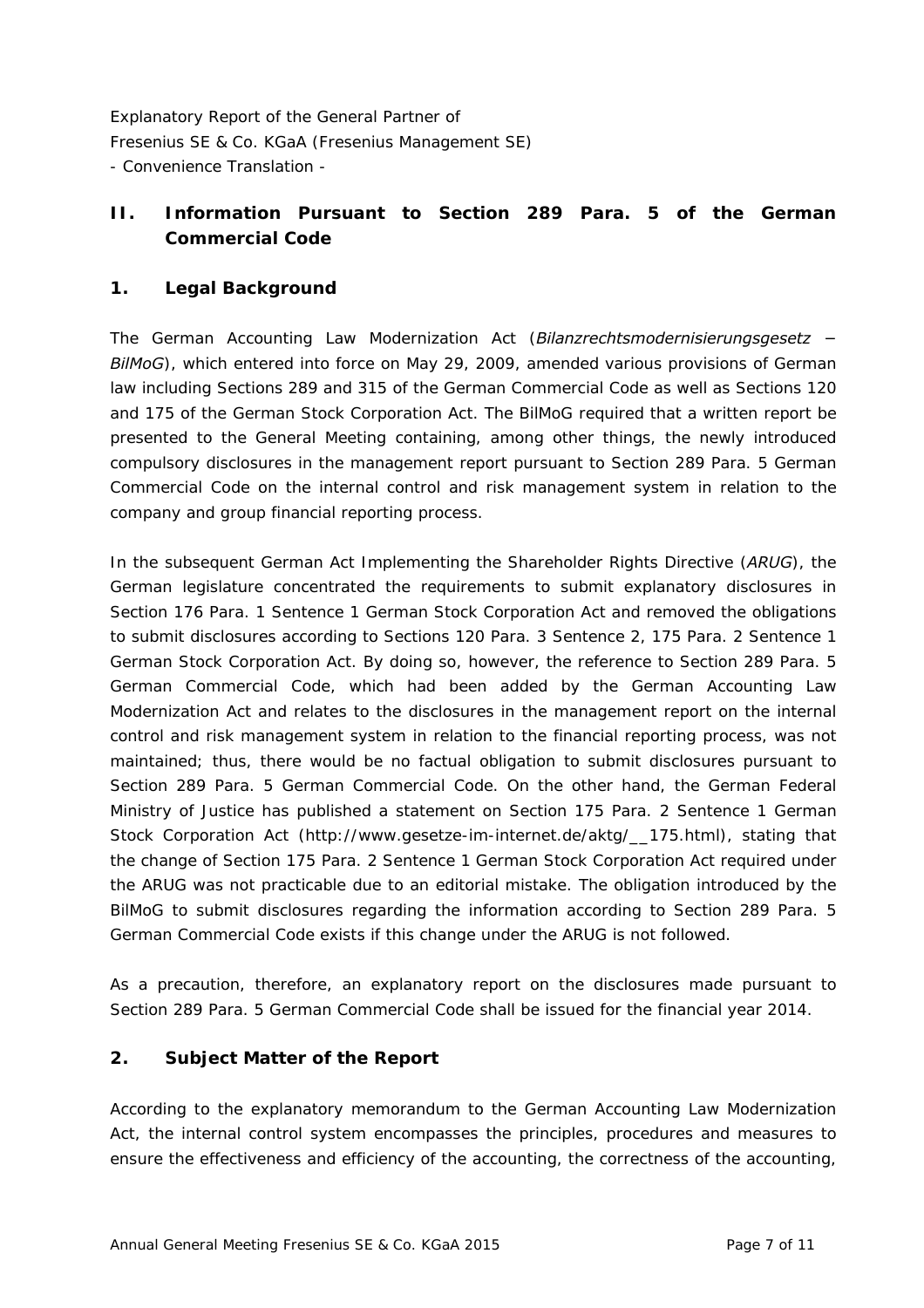Explanatory Report of the General Partner of
Fresenius SE & Co. KGaA (Fresenius Management SE)
- Convenience Translation -

## II. Information Pursuant to Section 289 Para. 5 of the German Commercial Code

### 1. Legal Background

The German Accounting Law Modernization Act (*Bilanzrechtsmodernisierungsgesetz* – *BilMoG*), which entered into force on May 29, 2009, amended various provisions of German law including Sections 289 and 315 of the German Commercial Code as well as Sections 120 and 175 of the German Stock Corporation Act. The BilMoG required that a written report be presented to the General Meeting containing, among other things, the newly introduced compulsory disclosures in the management report pursuant to Section 289 Para. 5 German Commercial Code on the internal control and risk management system in relation to the company and group financial reporting process.

In the subsequent German Act Implementing the Shareholder Rights Directive (*ARUG*), the German legislature concentrated the requirements to submit explanatory disclosures in Section 176 Para. 1 Sentence 1 German Stock Corporation Act and removed the obligations to submit disclosures according to Sections 120 Para. 3 Sentence 2, 175 Para. 2 Sentence 1 German Stock Corporation Act. By doing so, however, the reference to Section 289 Para. 5 German Commercial Code, which had been added by the German Accounting Law Modernization Act and relates to the disclosures in the management report on the internal control and risk management system in relation to the financial reporting process, was not maintained; thus, there would be no factual obligation to submit disclosures pursuant to Section 289 Para. 5 German Commercial Code. On the other hand, the German Federal Ministry of Justice has published a statement on Section 175 Para. 2 Sentence 1 German Stock Corporation Act (http://www.gesetze-im-internet.de/aktg/__175.html), stating that the change of Section 175 Para. 2 Sentence 1 German Stock Corporation Act required under the ARUG was not practicable due to an editorial mistake. The obligation introduced by the BilMoG to submit disclosures regarding the information according to Section 289 Para. 5 German Commercial Code exists if this change under the ARUG is not followed.

As a precaution, therefore, an explanatory report on the disclosures made pursuant to Section 289 Para. 5 German Commercial Code shall be issued for the financial year 2014.

### 2. Subject Matter of the Report

According to the explanatory memorandum to the German Accounting Law Modernization Act, the internal control system encompasses the principles, procedures and measures to ensure the effectiveness and efficiency of the accounting, the correctness of the accounting,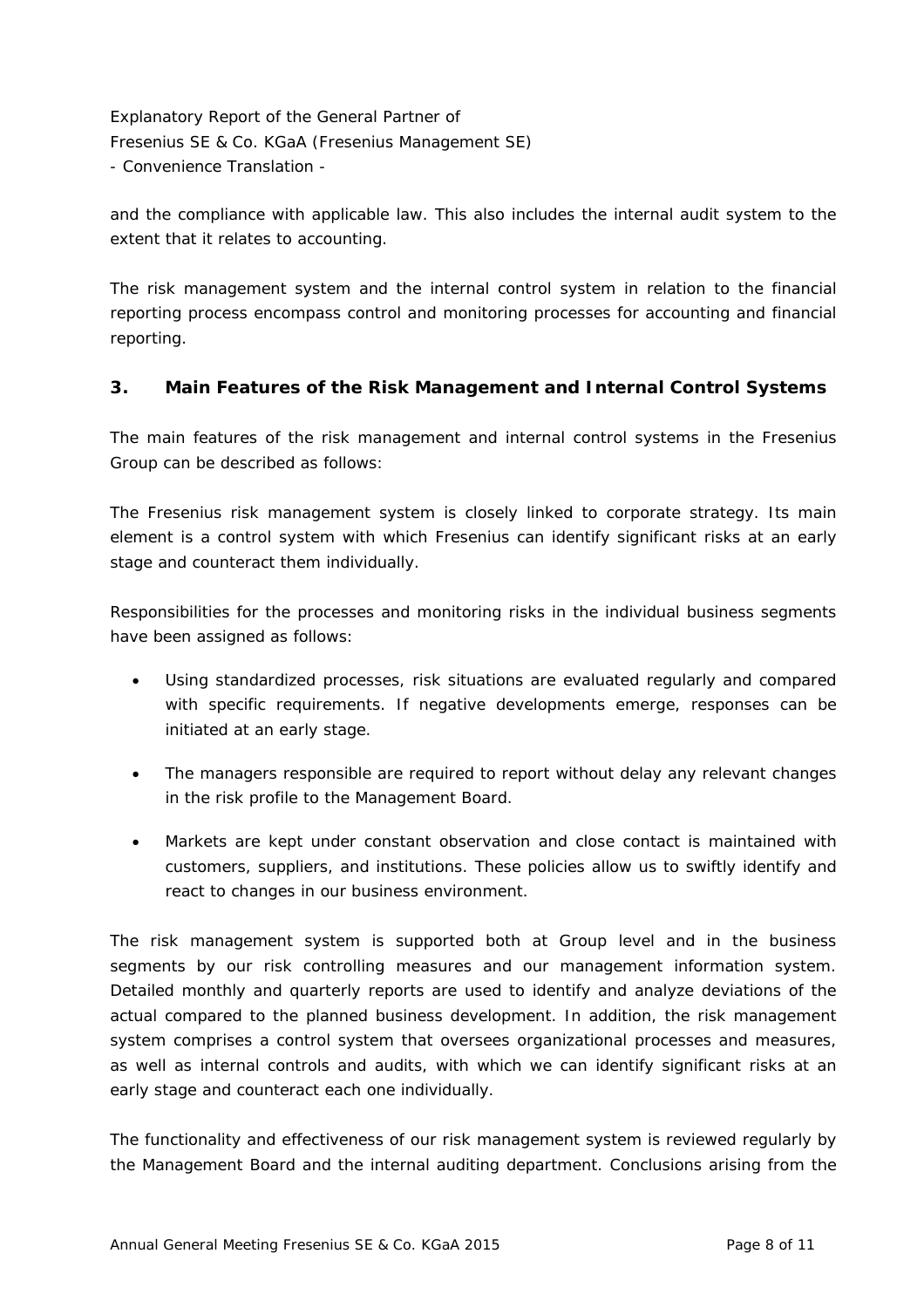and the compliance with applicable law. This also includes the internal audit system to the extent that it relates to accounting.

The risk management system and the internal control system in relation to the financial reporting process encompass control and monitoring processes for accounting and financial reporting.

## 3. Main Features of the Risk Management and Internal Control Systems

The main features of the risk management and internal control systems in the Fresenius Group can be described as follows:

The Fresenius risk management system is closely linked to corporate strategy. Its main element is a control system with which Fresenius can identify significant risks at an early stage and counteract them individually.

Responsibilities for the processes and monitoring risks in the individual business segments have been assigned as follows:

- Using standardized processes, risk situations are evaluated regularly and compared with specific requirements. If negative developments emerge, responses can be initiated at an early stage.
- The managers responsible are required to report without delay any relevant changes in the risk profile to the Management Board.
- Markets are kept under constant observation and close contact is maintained with customers, suppliers, and institutions. These policies allow us to swiftly identify and react to changes in our business environment.

The risk management system is supported both at Group level and in the business segments by our risk controlling measures and our management information system. Detailed monthly and quarterly reports are used to identify and analyze deviations of the actual compared to the planned business development. In addition, the risk management system comprises a control system that oversees organizational processes and measures, as well as internal controls and audits, with which we can identify significant risks at an early stage and counteract each one individually.

The functionality and effectiveness of our risk management system is reviewed regularly by the Management Board and the internal auditing department. Conclusions arising from the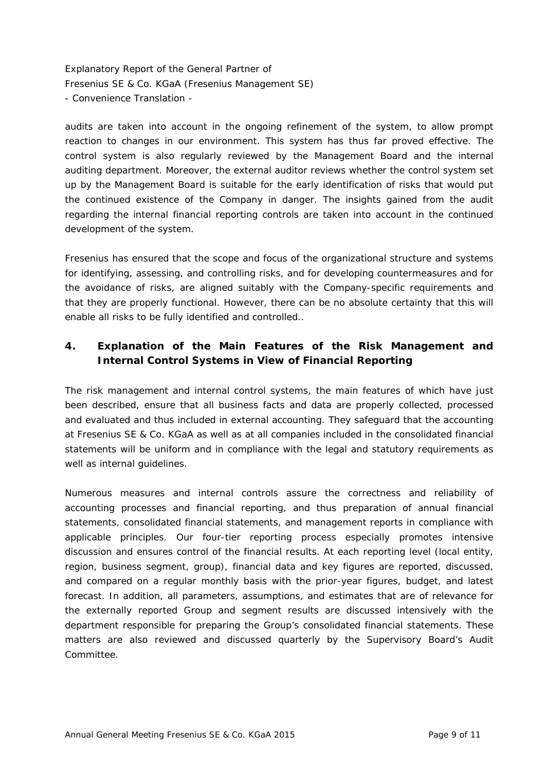audits are taken into account in the ongoing refinement of the system, to allow prompt reaction to changes in our environment. This system has thus far proved effective. The control system is also regularly reviewed by the Management Board and the internal auditing department. Moreover, the external auditor reviews whether the control system set up by the Management Board is suitable for the early identification of risks that would put the continued existence of the Company in danger. The insights gained from the audit regarding the internal financial reporting controls are taken into account in the continued development of the system.

Fresenius has ensured that the scope and focus of the organizational structure and systems for identifying, assessing, and controlling risks, and for developing countermeasures and for the avoidance of risks, are aligned suitably with the Company-specific requirements and that they are properly functional. However, there can be no absolute certainty that this will enable all risks to be fully identified and controlled..

## 4. Explanation of the Main Features of the Risk Management and Internal Control Systems in View of Financial Reporting

The risk management and internal control systems, the main features of which have just been described, ensure that all business facts and data are properly collected, processed and evaluated and thus included in external accounting. They safeguard that the accounting at Fresenius SE & Co. KGaA as well as at all companies included in the consolidated financial statements will be uniform and in compliance with the legal and statutory requirements as well as internal guidelines.

Numerous measures and internal controls assure the correctness and reliability of accounting processes and financial reporting, and thus preparation of annual financial statements, consolidated financial statements, and management reports in compliance with applicable principles. Our four-tier reporting process especially promotes intensive discussion and ensures control of the financial results. At each reporting level (local entity, region, business segment, group), financial data and key figures are reported, discussed, and compared on a regular monthly basis with the prior-year figures, budget, and latest forecast. In addition, all parameters, assumptions, and estimates that are of relevance for the externally reported Group and segment results are discussed intensively with the department responsible for preparing the Group's consolidated financial statements. These matters are also reviewed and discussed quarterly by the Supervisory Board's Audit Committee.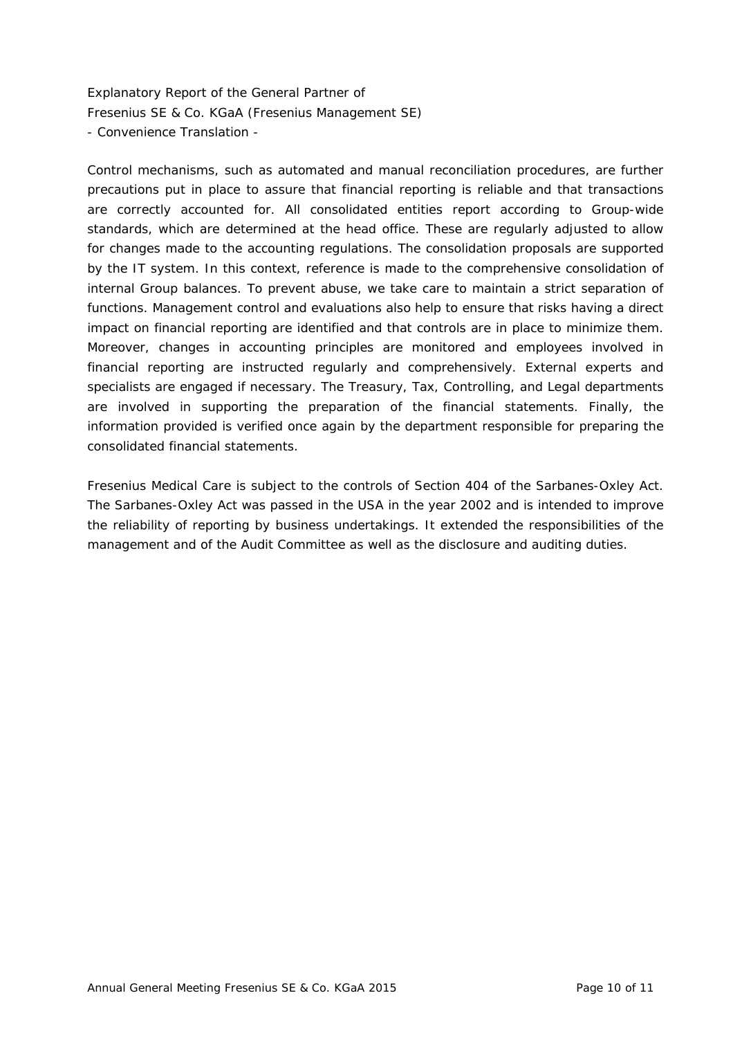Control mechanisms, such as automated and manual reconciliation procedures, are further precautions put in place to assure that financial reporting is reliable and that transactions are correctly accounted for. All consolidated entities report according to Group-wide standards, which are determined at the head office. These are regularly adjusted to allow for changes made to the accounting regulations. The consolidation proposals are supported by the IT system. In this context, reference is made to the comprehensive consolidation of internal Group balances. To prevent abuse, we take care to maintain a strict separation of functions. Management control and evaluations also help to ensure that risks having a direct impact on financial reporting are identified and that controls are in place to minimize them. Moreover, changes in accounting principles are monitored and employees involved in financial reporting are instructed regularly and comprehensively. External experts and specialists are engaged if necessary. The Treasury, Tax, Controlling, and Legal departments are involved in supporting the preparation of the financial statements. Finally, the information provided is verified once again by the department responsible for preparing the consolidated financial statements.

Fresenius Medical Care is subject to the controls of Section 404 of the Sarbanes-Oxley Act. The Sarbanes-Oxley Act was passed in the USA in the year 2002 and is intended to improve the reliability of reporting by business undertakings. It extended the responsibilities of the management and of the Audit Committee as well as the disclosure and auditing duties.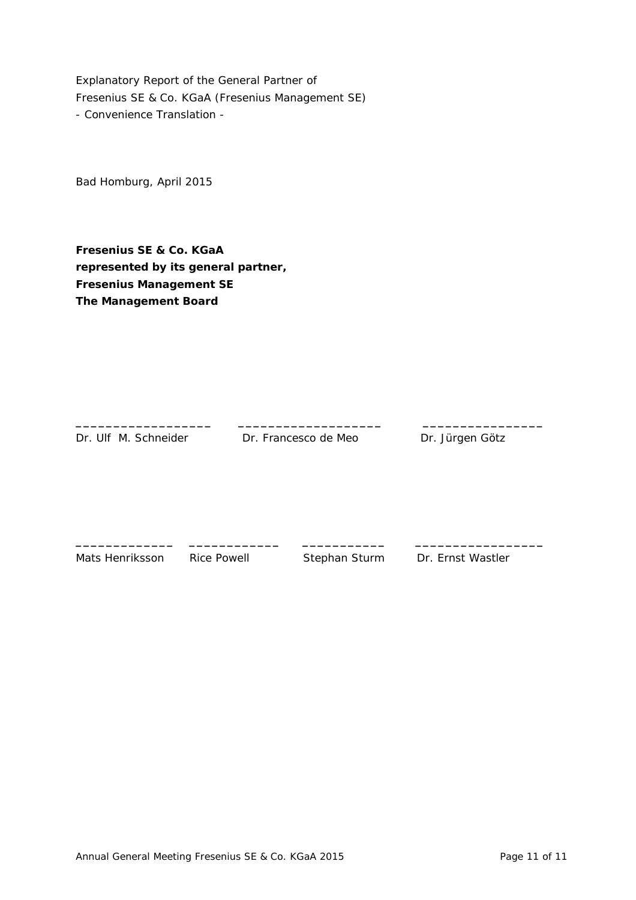Explanatory Report of the General Partner of
Fresenius SE & Co. KGaA (Fresenius Management SE)
- Convenience Translation -

Bad Homburg, April 2015

**Fresenius SE & Co. KGaA**
**represented by its general partner,**
**Fresenius Management SE**
**The Management Board**

| | | |
|---|---|---|
| ___________________ | ___________________ | ___________________ |
| Dr. Ulf M. Schneider | Dr. Francesco de Meo | Dr. Jürgen Götz |

| | | | |
|---|---|---|---|
| _____________ | _____________ | _____________ | _____________ |
| Mats Henriksson | Rice Powell | Stephan Sturm | Dr. Ernst Wastler |